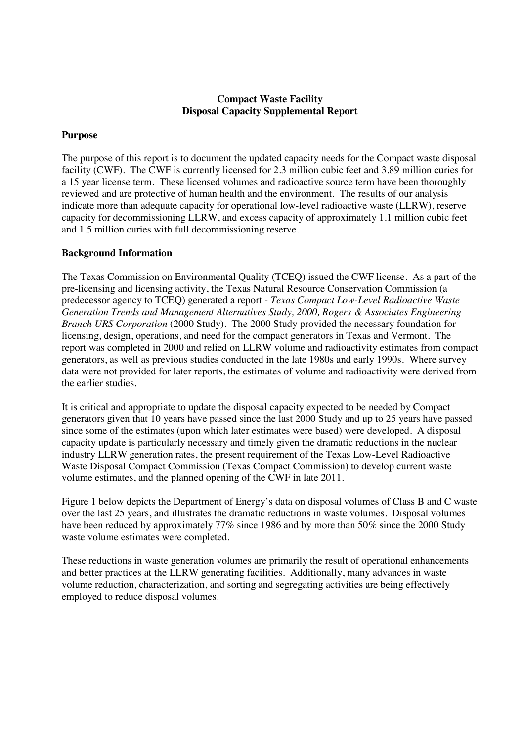# Compact Waste Facility
# Disposal Capacity Supplemental Report

## Purpose

The purpose of this report is to document the updated capacity needs for the Compact waste disposal facility (CWF). The CWF is currently licensed for 2.3 million cubic feet and 3.89 million curies for a 15 year license term. These licensed volumes and radioactive source term have been thoroughly reviewed and are protective of human health and the environment. The results of our analysis indicate more than adequate capacity for operational low-level radioactive waste (LLRW), reserve capacity for decommissioning LLRW, and excess capacity of approximately 1.1 million cubic feet and 1.5 million curies with full decommissioning reserve.

## Background Information

The Texas Commission on Environmental Quality (TCEQ) issued the CWF license. As a part of the pre-licensing and licensing activity, the Texas Natural Resource Conservation Commission (a predecessor agency to TCEQ) generated a report - *Texas Compact Low-Level Radioactive Waste Generation Trends and Management Alternatives Study, 2000, Rogers & Associates Engineering Branch URS Corporation* (2000 Study). The 2000 Study provided the necessary foundation for licensing, design, operations, and need for the compact generators in Texas and Vermont. The report was completed in 2000 and relied on LLRW volume and radioactivity estimates from compact generators, as well as previous studies conducted in the late 1980s and early 1990s. Where survey data were not provided for later reports, the estimates of volume and radioactivity were derived from the earlier studies.

It is critical and appropriate to update the disposal capacity expected to be needed by Compact generators given that 10 years have passed since the last 2000 Study and up to 25 years have passed since some of the estimates (upon which later estimates were based) were developed. A disposal capacity update is particularly necessary and timely given the dramatic reductions in the nuclear industry LLRW generation rates, the present requirement of the Texas Low-Level Radioactive Waste Disposal Compact Commission (Texas Compact Commission) to develop current waste volume estimates, and the planned opening of the CWF in late 2011.

Figure 1 below depicts the Department of Energy's data on disposal volumes of Class B and C waste over the last 25 years, and illustrates the dramatic reductions in waste volumes. Disposal volumes have been reduced by approximately 77% since 1986 and by more than 50% since the 2000 Study waste volume estimates were completed.

These reductions in waste generation volumes are primarily the result of operational enhancements and better practices at the LLRW generating facilities. Additionally, many advances in waste volume reduction, characterization, and sorting and segregating activities are being effectively employed to reduce disposal volumes.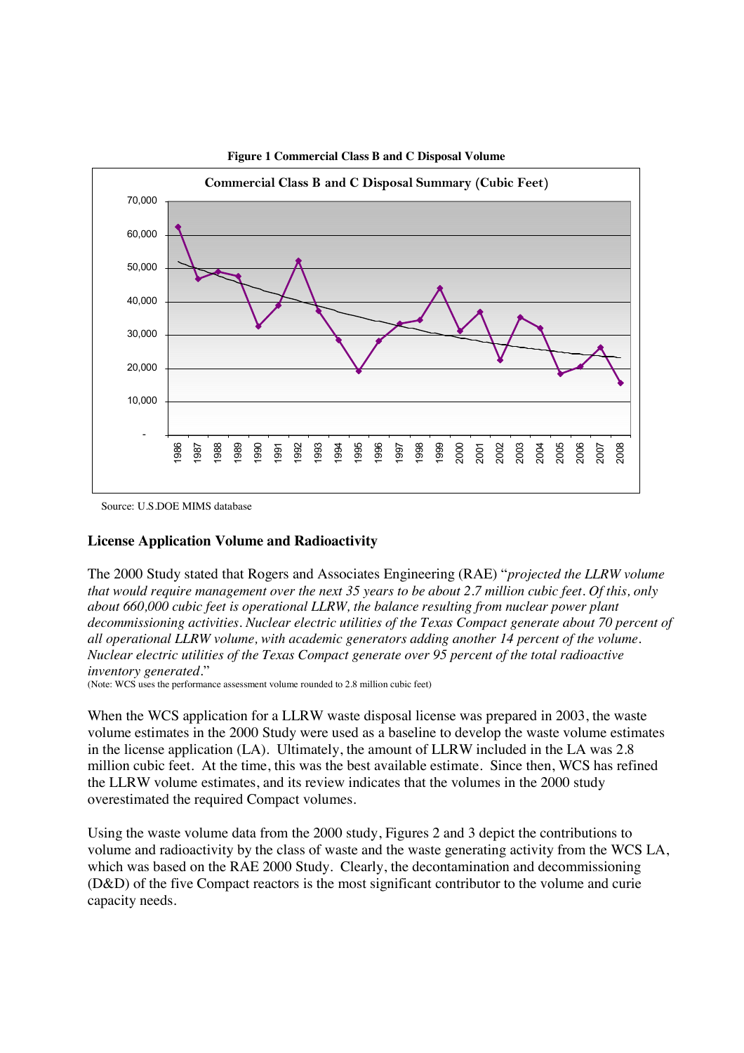**Figure 1 Commercial Class B and C Disposal Volume**

Source: U.S.DOE MIMS database

### License Application Volume and Radioactivity

The 2000 Study stated that Rogers and Associates Engineering (RAE) "*projected the LLRW volume that would require management over the next 35 years to be about 2.7 million cubic feet. Of this, only about 660,000 cubic feet is operational LLRW, the balance resulting from nuclear power plant decommissioning activities. Nuclear electric utilities of the Texas Compact generate about 70 percent of all operational LLRW volume, with academic generators adding another 14 percent of the volume. Nuclear electric utilities of the Texas Compact generate over 95 percent of the total radioactive inventory generated*."

(Note: WCS uses the performance assessment volume rounded to 2.8 million cubic feet)

When the WCS application for a LLRW waste disposal license was prepared in 2003, the waste volume estimates in the 2000 Study were used as a baseline to develop the waste volume estimates in the license application (LA). Ultimately, the amount of LLRW included in the LA was 2.8 million cubic feet. At the time, this was the best available estimate. Since then, WCS has refined the LLRW volume estimates, and its review indicates that the volumes in the 2000 study overestimated the required Compact volumes.

Using the waste volume data from the 2000 study, Figures 2 and 3 depict the contributions to volume and radioactivity by the class of waste and the waste generating activity from the WCS LA, which was based on the RAE 2000 Study. Clearly, the decontamination and decommissioning (D&D) of the five Compact reactors is the most significant contributor to the volume and curie capacity needs.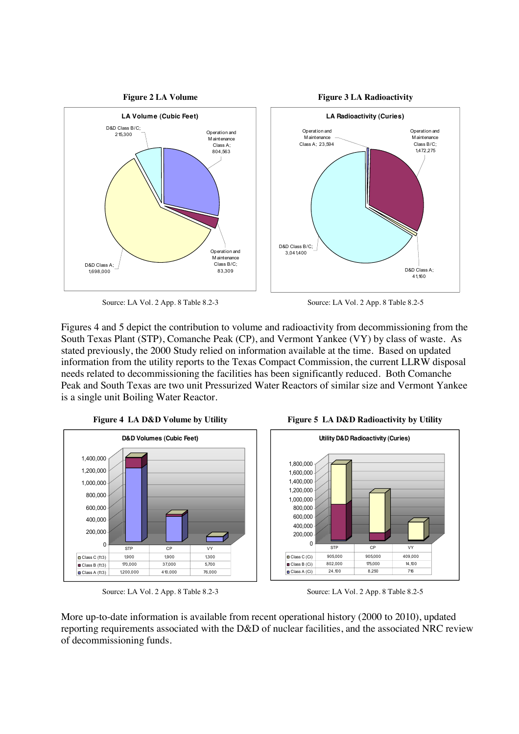**Figure 2 LA Volume**

**LA Volume (Cubic Feet)**

- D&D Class B/C; 215,300
- Operation and Maintenance Class A; 804,563
- Operation and Maintenance Class B/C; 83,309
- D&D Class A; 1,698,000

Source: LA Vol. 2 App. 8 Table 8.2-3

**Figure 3 LA Radioactivity**

**LA Radioactivity (Curies)**

- Operation and Maintenance Class A; 23,594
- Operation and Maintenance Class B/C; 1,472,275
- D&D Class B/C; 3,041,400
- D&D Class A; 41,160

Source: LA Vol. 2 App. 8 Table 8.2-5

Figures 4 and 5 depict the contribution to volume and radioactivity from decommissioning from the South Texas Plant (STP), Comanche Peak (CP), and Vermont Yankee (VY) by class of waste. As stated previously, the 2000 Study relied on information available at the time. Based on updated information from the utility reports to the Texas Compact Commission, the current LLRW disposal needs related to decommissioning the facilities has been significantly reduced. Both Comanche Peak and South Texas are two unit Pressurized Water Reactors of similar size and Vermont Yankee is a single unit Boiling Water Reactor.

**Figure 4 LA D&D Volume by Utility**

**D&D Volumes (Cubic Feet)**

| | STP | CP | VY |
|---|---|---|---|
| Class C (ft3) | 1,900 | 1,900 | 1,300 |
| Class B (ft3) | 170,000 | 37,000 | 5,700 |
| Class A (ft3) | 1,200,000 | 410,000 | 76,000 |

Source: LA Vol. 2 App. 8 Table 8.2-3

**Figure 5 LA D&D Radioactivity by Utility**

**Utility D&D Radioactivity (Curies)**

| | STP | CP | VY |
|---|---|---|---|
| Class C (Ci) | 905,000 | 905,000 | 409,000 |
| Class B (Ci) | 802,000 | 175,000 | 14,100 |
| Class A (Ci) | 24,100 | 8,250 | 716 |

Source: LA Vol. 2 App. 8 Table 8.2-5

More up-to-date information is available from recent operational history (2000 to 2010), updated reporting requirements associated with the D&D of nuclear facilities, and the associated NRC review of decommissioning funds.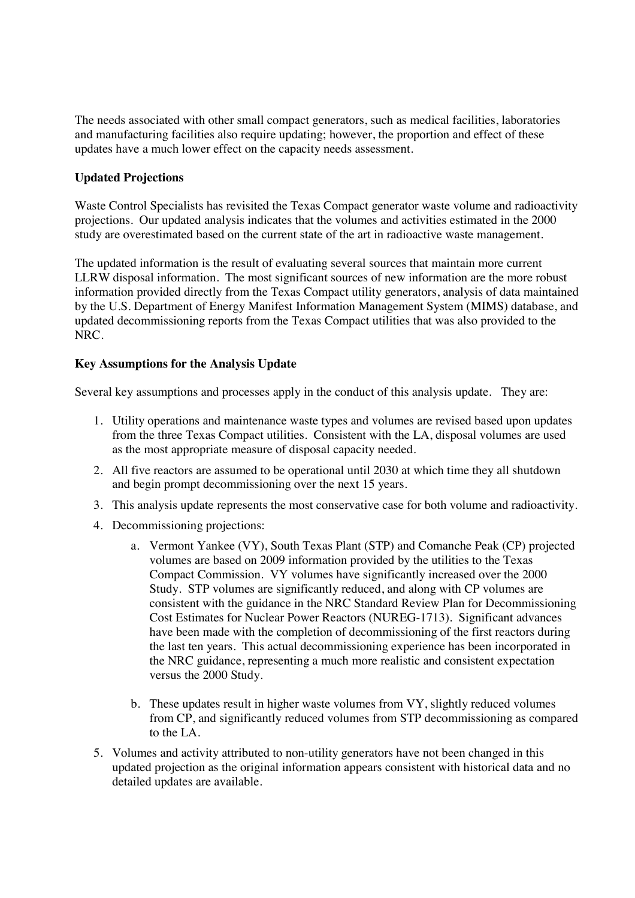The needs associated with other small compact generators, such as medical facilities, laboratories and manufacturing facilities also require updating; however, the proportion and effect of these updates have a much lower effect on the capacity needs assessment.

**Updated Projections**

Waste Control Specialists has revisited the Texas Compact generator waste volume and radioactivity projections. Our updated analysis indicates that the volumes and activities estimated in the 2000 study are overestimated based on the current state of the art in radioactive waste management.

The updated information is the result of evaluating several sources that maintain more current LLRW disposal information. The most significant sources of new information are the more robust information provided directly from the Texas Compact utility generators, analysis of data maintained by the U.S. Department of Energy Manifest Information Management System (MIMS) database, and updated decommissioning reports from the Texas Compact utilities that was also provided to the NRC.

**Key Assumptions for the Analysis Update**

Several key assumptions and processes apply in the conduct of this analysis update. They are:

1. Utility operations and maintenance waste types and volumes are revised based upon updates from the three Texas Compact utilities. Consistent with the LA, disposal volumes are used as the most appropriate measure of disposal capacity needed.
2. All five reactors are assumed to be operational until 2030 at which time they all shutdown and begin prompt decommissioning over the next 15 years.
3. This analysis update represents the most conservative case for both volume and radioactivity.
4. Decommissioning projections:
   a. Vermont Yankee (VY), South Texas Plant (STP) and Comanche Peak (CP) projected volumes are based on 2009 information provided by the utilities to the Texas Compact Commission. VY volumes have significantly increased over the 2000 Study. STP volumes are significantly reduced, and along with CP volumes are consistent with the guidance in the NRC Standard Review Plan for Decommissioning Cost Estimates for Nuclear Power Reactors (NUREG-1713). Significant advances have been made with the completion of decommissioning of the first reactors during the last ten years. This actual decommissioning experience has been incorporated in the NRC guidance, representing a much more realistic and consistent expectation versus the 2000 Study.

   b. These updates result in higher waste volumes from VY, slightly reduced volumes from CP, and significantly reduced volumes from STP decommissioning as compared to the LA.
5. Volumes and activity attributed to non-utility generators have not been changed in this updated projection as the original information appears consistent with historical data and no detailed updates are available.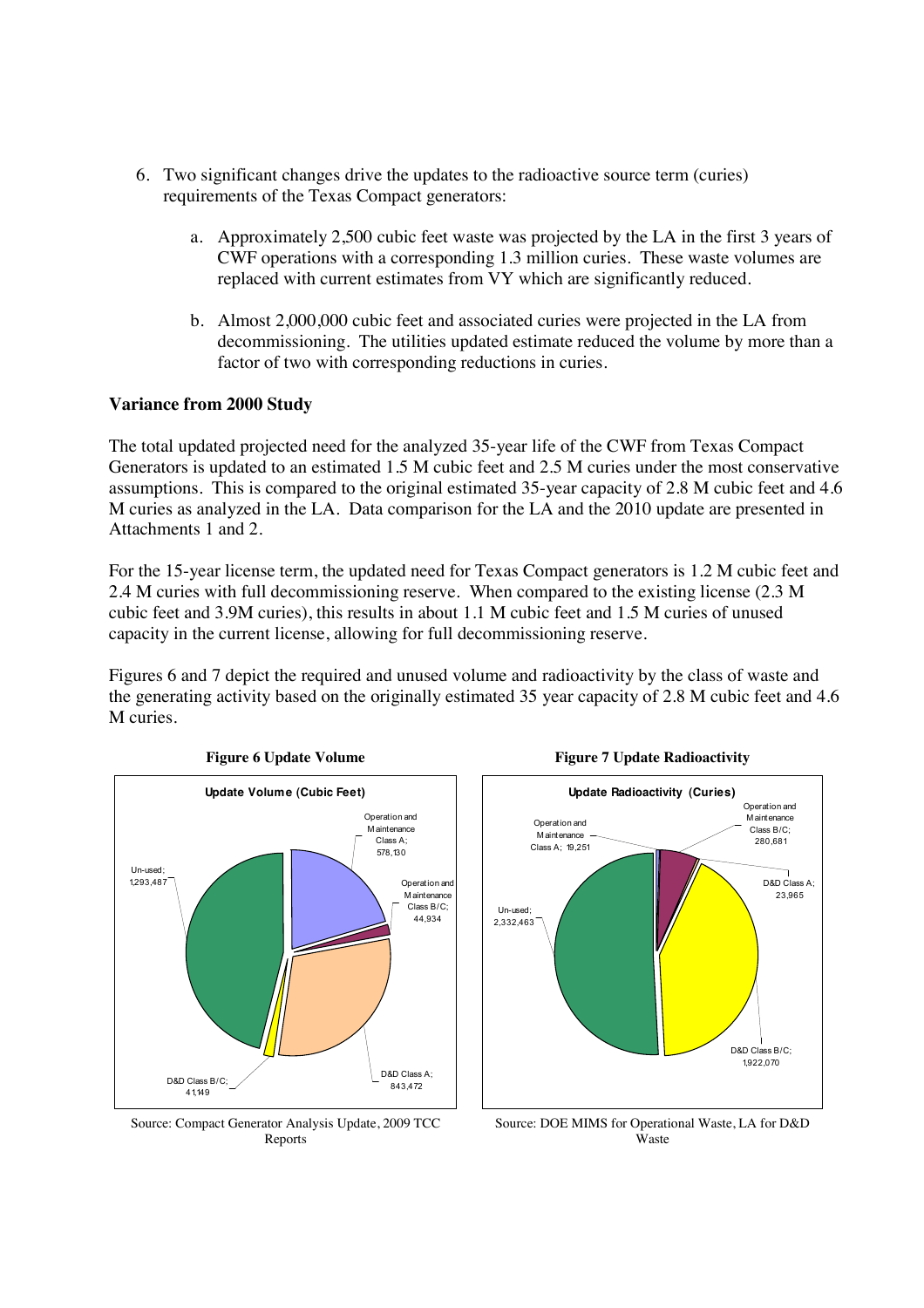6. Two significant changes drive the updates to the radioactive source term (curies) requirements of the Texas Compact generators:

    a. Approximately 2,500 cubic feet waste was projected by the LA in the first 3 years of CWF operations with a corresponding 1.3 million curies. These waste volumes are replaced with current estimates from VY which are significantly reduced.

    b. Almost 2,000,000 cubic feet and associated curies were projected in the LA from decommissioning. The utilities updated estimate reduced the volume by more than a factor of two with corresponding reductions in curies.

**Variance from 2000 Study**

The total updated projected need for the analyzed 35-year life of the CWF from Texas Compact Generators is updated to an estimated 1.5 M cubic feet and 2.5 M curies under the most conservative assumptions. This is compared to the original estimated 35-year capacity of 2.8 M cubic feet and 4.6 M curies as analyzed in the LA. Data comparison for the LA and the 2010 update are presented in Attachments 1 and 2.

For the 15-year license term, the updated need for Texas Compact generators is 1.2 M cubic feet and 2.4 M curies with full decommissioning reserve. When compared to the existing license (2.3 M cubic feet and 3.9M curies), this results in about 1.1 M cubic feet and 1.5 M curies of unused capacity in the current license, allowing for full decommissioning reserve.

Figures 6 and 7 depict the required and unused volume and radioactivity by the class of waste and the generating activity based on the originally estimated 35 year capacity of 2.8 M cubic feet and 4.6 M curies.

**Figure 6 Update Volume**

Update Volume (Cubic Feet)

- Operation and Maintenance Class A; 578,130
- Operation and Maintenance Class B/C; 44,934
- D&D Class A; 843,472
- D&D Class B/C; 41,149
- Un-used; 1,293,487

Source: Compact Generator Analysis Update, 2009 TCC Reports

**Figure 7 Update Radioactivity**

Update Radioactivity (Curies)

- Operation and Maintenance Class A; 19,251
- Operation and Maintenance Class B/C; 280,681
- D&D Class A; 23,965
- D&D Class B/C; 1,922,070
- Un-used; 2,332,463

Source: DOE MIMS for Operational Waste, LA for D&D Waste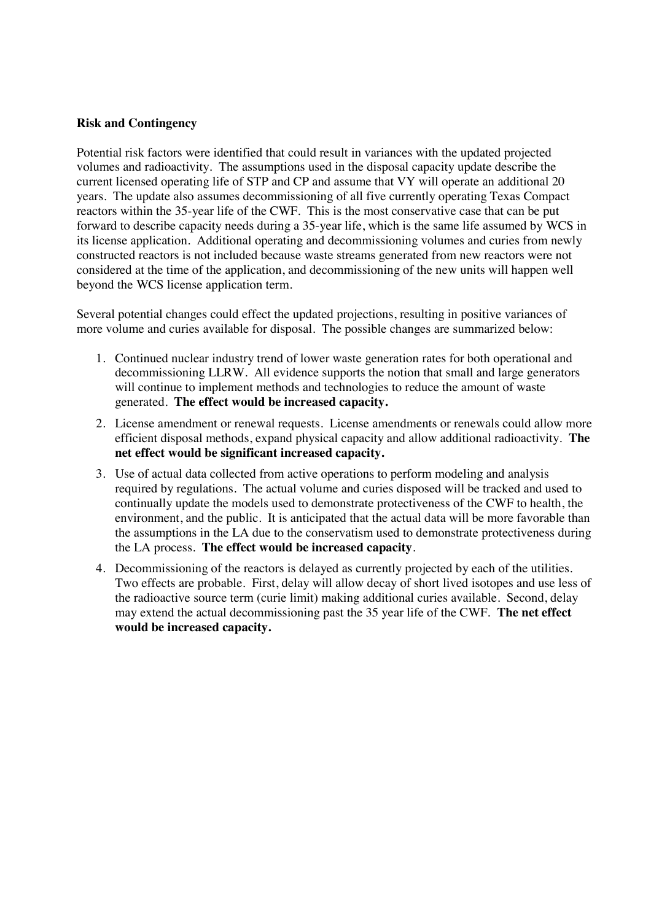**Risk and Contingency**

Potential risk factors were identified that could result in variances with the updated projected volumes and radioactivity. The assumptions used in the disposal capacity update describe the current licensed operating life of STP and CP and assume that VY will operate an additional 20 years. The update also assumes decommissioning of all five currently operating Texas Compact reactors within the 35-year life of the CWF. This is the most conservative case that can be put forward to describe capacity needs during a 35-year life, which is the same life assumed by WCS in its license application. Additional operating and decommissioning volumes and curies from newly constructed reactors is not included because waste streams generated from new reactors were not considered at the time of the application, and decommissioning of the new units will happen well beyond the WCS license application term.

Several potential changes could effect the updated projections, resulting in positive variances of more volume and curies available for disposal. The possible changes are summarized below:

1. Continued nuclear industry trend of lower waste generation rates for both operational and decommissioning LLRW. All evidence supports the notion that small and large generators will continue to implement methods and technologies to reduce the amount of waste generated. **The effect would be increased capacity.**
2. License amendment or renewal requests. License amendments or renewals could allow more efficient disposal methods, expand physical capacity and allow additional radioactivity. **The net effect would be significant increased capacity.**
3. Use of actual data collected from active operations to perform modeling and analysis required by regulations. The actual volume and curies disposed will be tracked and used to continually update the models used to demonstrate protectiveness of the CWF to health, the environment, and the public. It is anticipated that the actual data will be more favorable than the assumptions in the LA due to the conservatism used to demonstrate protectiveness during the LA process. **The effect would be increased capacity**.
4. Decommissioning of the reactors is delayed as currently projected by each of the utilities. Two effects are probable. First, delay will allow decay of short lived isotopes and use less of the radioactive source term (curie limit) making additional curies available. Second, delay may extend the actual decommissioning past the 35 year life of the CWF. **The net effect would be increased capacity.**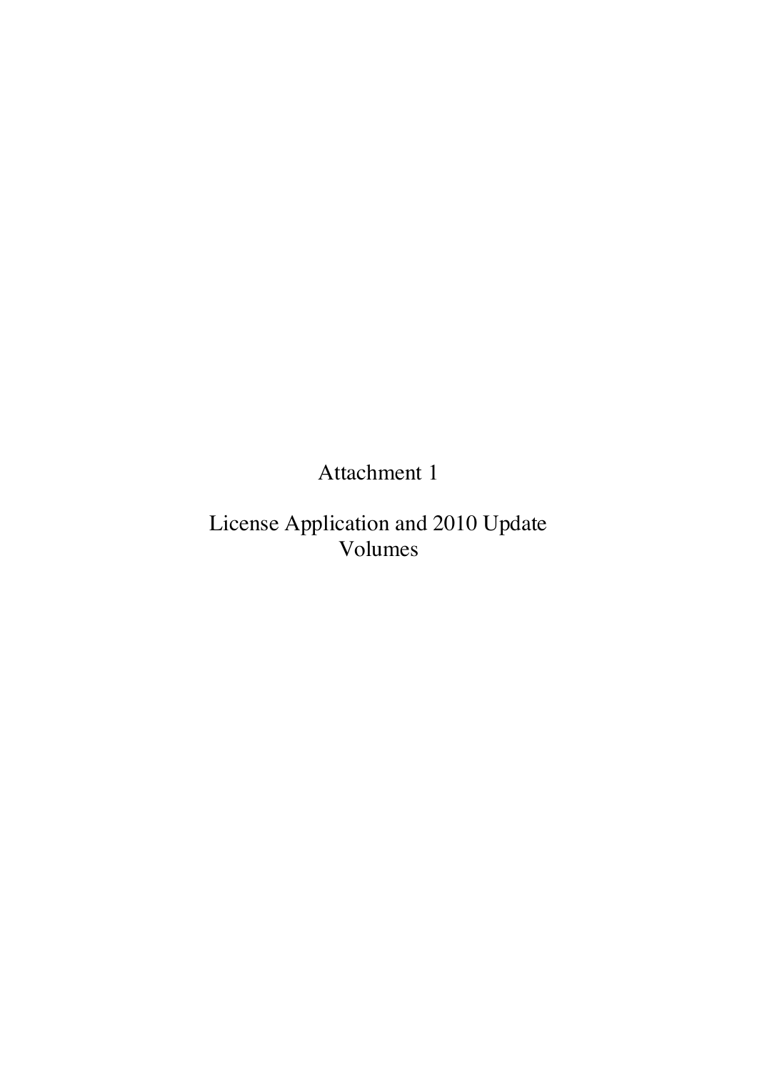# Attachment 1

## License Application and 2010 Update Volumes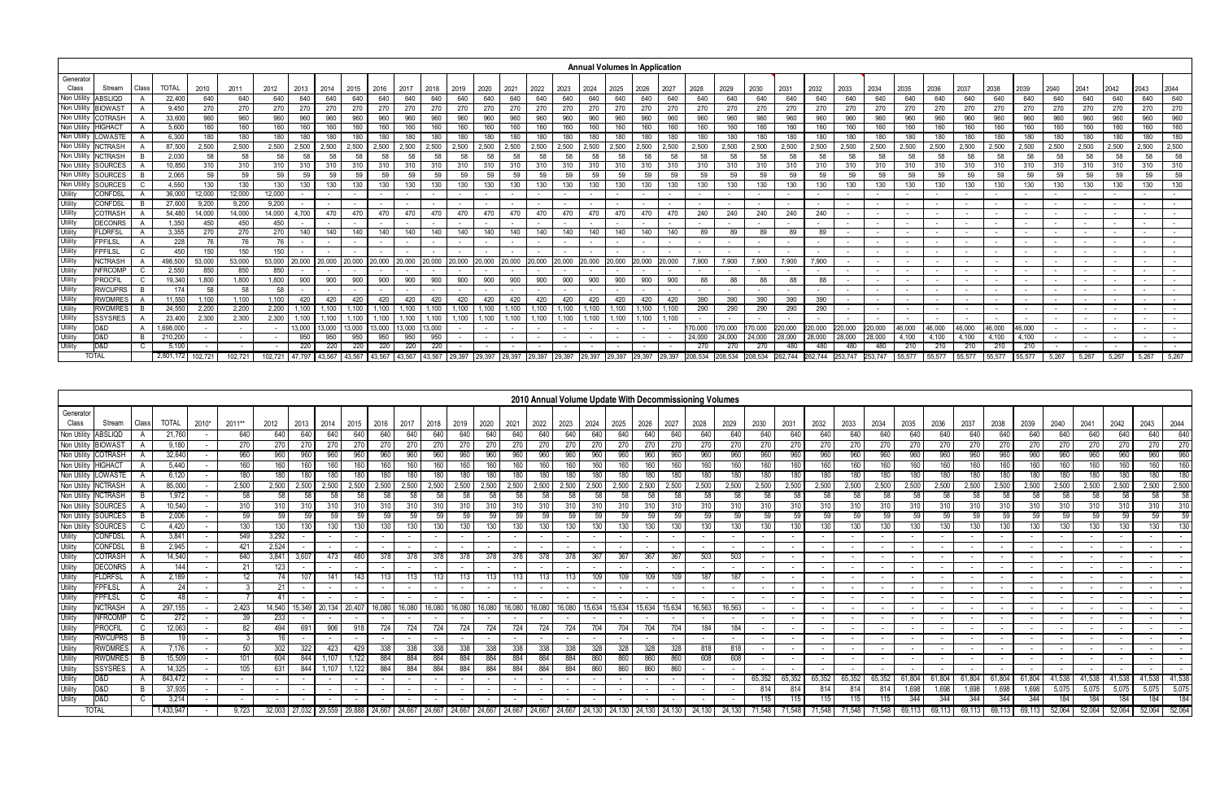## Annual Volumes In Application

| Generator Class | Stream | Class | TOTAL | 2010 | 2011 | 2012 | 2013 | 2014 | 2015 | 2016 | 2017 | 2018 | 2019 | 2020 | 2021 | 2022 | 2023 | 2024 | 2025 | 2026 | 2027 | 2028 | 2029 | 2030 | 2031 | 2032 | 2033 | 2034 | 2035 | 2036 | 2037 | 2038 | 2039 | 2040 | 2041 | 2042 | 2043 | 2044 |
|---|---|---|---|---|---|---|---|---|---|---|---|---|---|---|---|---|---|---|---|---|---|---|---|---|---|---|---|---|---|---|---|---|---|---|---|---|---|---|
| Non Utility | ABSLIQD | A | 22,400 | 640 | 640 | 640 | 640 | 640 | 640 | 640 | 640 | 640 | 640 | 640 | 640 | 640 | 640 | 640 | 640 | 640 | 640 | 640 | 640 | 640 | 640 | 640 | 640 | 640 | 640 | 640 | 640 | 640 | 640 | 640 | 640 | 640 | 640 | 640 |
| Non Utility | BIOWAST | A | 9,450 | 270 | 270 | 270 | 270 | 270 | 270 | 270 | 270 | 270 | 270 | 270 | 270 | 270 | 270 | 270 | 270 | 270 | 270 | 270 | 270 | 270 | 270 | 270 | 270 | 270 | 270 | 270 | 270 | 270 | 270 | 270 | 270 | 270 | 270 | 270 |
| Non Utility | COTRASH | A | 33,600 | 960 | 960 | 960 | 960 | 960 | 960 | 960 | 960 | 960 | 960 | 960 | 960 | 960 | 960 | 960 | 960 | 960 | 960 | 960 | 960 | 960 | 960 | 960 | 960 | 960 | 960 | 960 | 960 | 960 | 960 | 960 | 960 | 960 | 960 | 960 |
| Non Utility | HIGHACT | A | 5,600 | 160 | 160 | 160 | 160 | 160 | 160 | 160 | 160 | 160 | 160 | 160 | 160 | 160 | 160 | 160 | 160 | 160 | 160 | 160 | 160 | 160 | 160 | 160 | 160 | 160 | 160 | 160 | 160 | 160 | 160 | 160 | 160 | 160 | 160 | 160 |
| Non Utility | LOWASTE | A | 6,300 | 180 | 180 | 180 | 180 | 180 | 180 | 180 | 180 | 180 | 180 | 180 | 180 | 180 | 180 | 180 | 180 | 180 | 180 | 180 | 180 | 180 | 180 | 180 | 180 | 180 | 180 | 180 | 180 | 180 | 180 | 180 | 180 | 180 | 180 | 180 |
| Non Utility | NCTRASH | A | 87,500 | 2,500 | 2,500 | 2,500 | 2,500 | 2,500 | 2,500 | 2,500 | 2,500 | 2,500 | 2,500 | 2,500 | 2,500 | 2,500 | 2,500 | 2,500 | 2,500 | 2,500 | 2,500 | 2,500 | 2,500 | 2,500 | 2,500 | 2,500 | 2,500 | 2,500 | 2,500 | 2,500 | 2,500 | 2,500 | 2,500 | 2,500 | 2,500 | 2,500 | 2,500 | 2,500 |
| Non Utility | NCTRASH | B | 2,030 | 58 | 58 | 58 | 58 | 58 | 58 | 58 | 58 | 58 | 58 | 58 | 58 | 58 | 58 | 58 | 58 | 58 | 58 | 58 | 58 | 58 | 58 | 58 | 58 | 58 | 58 | 58 | 58 | 58 | 58 | 58 | 58 | 58 | 58 | 58 |
| Non Utility | SOURCES | A | 10,850 | 310 | 310 | 310 | 310 | 310 | 310 | 310 | 310 | 310 | 310 | 310 | 310 | 310 | 310 | 310 | 310 | 310 | 310 | 310 | 310 | 310 | 310 | 310 | 310 | 310 | 310 | 310 | 310 | 310 | 310 | 310 | 310 | 310 | 310 | 310 |
| Non Utility | SOURCES | B | 2,065 | 59 | 59 | 59 | 59 | 59 | 59 | 59 | 59 | 59 | 59 | 59 | 59 | 59 | 59 | 59 | 59 | 59 | 59 | 59 | 59 | 59 | 59 | 59 | 59 | 59 | 59 | 59 | 59 | 59 | 59 | 59 | 59 | 59 | 59 | 59 |
| Non Utility | SOURCES | C | 4,550 | 130 | 130 | 130 | 130 | 130 | 130 | 130 | 130 | 130 | 130 | 130 | 130 | 130 | 130 | 130 | 130 | 130 | 130 | 130 | 130 | 130 | 130 | 130 | 130 | 130 | 130 | 130 | 130 | 130 | 130 | 130 | 130 | 130 | 130 | 130 |
| Utility | CONFDSL | A | 36,000 | 12,000 | 12,000 | 12,000 | - | - | - | - | - | - | - | - | - | - | - | - | - | - | - | - | - | - | - | - | - | - | - | - | - | - | - | - | - | - | - | - |
| Utility | CONFDSL | B | 27,600 | 9,200 | 9,200 | 9,200 | - | - | - | - | - | - | - | - | - | - | - | - | - | - | - | - | - | - | - | - | - | - | - | - | - | - | - | - | - | - | - | - |
| Utility | COTRASH | A | 54,480 | 14,000 | 14,000 | 14,000 | 4,700 | 470 | 470 | 470 | 470 | 470 | 470 | 470 | 470 | 470 | 470 | 470 | 470 | 470 | 470 | 240 | 240 | 240 | 240 | 240 | - | - | - | - | - | - | - | - | - | - | - | - |
| Utility | DECONRS | A | 1,350 | 450 | 450 | 450 | - | - | - | - | - | - | - | - | - | - | - | - | - | - | - | - | - | - | - | - | - | - | - | - | - | - | - | - | - | - | - | - |
| Utility | FLDRFSL | A | 3,355 | 270 | 270 | 270 | 140 | 140 | 140 | 140 | 140 | 140 | 140 | 140 | 140 | 140 | 140 | 140 | 140 | 140 | 140 | 89 | 89 | 89 | 89 | 89 | - | - | - | - | - | - | - | - | - | - | - | - |
| Utility | FPFILSL | A | 228 | 76 | 76 | 76 | - | - | - | - | - | - | - | - | - | - | - | - | - | - | - | - | - | - | - | - | - | - | - | - | - | - | - | - | - | - | - | - |
| Utility | FPFILSL | C | 450 | 150 | 150 | 150 | - | - | - | - | - | - | - | - | - | - | - | - | - | - | - | - | - | - | - | - | - | - | - | - | - | - | - | - | - | - | - | - |
| Utility | NCTRASH | A | 498,500 | 53,000 | 53,000 | 53,000 | 20,000 | 20,000 | 20,000 | 20,000 | 20,000 | 20,000 | 20,000 | 20,000 | 20,000 | 20,000 | 20,000 | 20,000 | 20,000 | 20,000 | 20,000 | 7,900 | 7,900 | 7,900 | 7,900 | 7,900 | - | - | - | - | - | - | - | - | - | - | - | - |
| Utility | NFRCOMP | C | 2,550 | 850 | 850 | 850 | - | - | - | - | - | - | - | - | - | - | - | - | - | - | - | - | - | - | - | - | - | - | - | - | - | - | - | - | - | - | - | - |
| Utility | PROCFIL | C | 19,340 | 1,800 | 1,800 | 1,800 | 900 | 900 | 900 | 900 | 900 | 900 | 900 | 900 | 900 | 900 | 900 | 900 | 900 | 900 | 900 | 88 | 88 | 88 | 88 | 88 | - | - | - | - | - | - | - | - | - | - | - | - |
| Utility | RWCUPRS | B | 174 | 58 | 58 | 58 | - | - | - | - | - | - | - | - | - | - | - | - | - | - | - | - | - | - | - | - | - | - | - | - | - | - | - | - | - | - | - | - |
| Utility | RWDMRES | A | 11,550 | 1,100 | 1,100 | 1,100 | 420 | 420 | 420 | 420 | 420 | 420 | 420 | 420 | 420 | 420 | 420 | 420 | 420 | 420 | 420 | 390 | 390 | 390 | 390 | 390 | - | - | - | - | - | - | - | - | - | - | - | - |
| Utility | RWDMRES | B | 24,550 | 2,200 | 2,200 | 2,200 | 1,100 | 1,100 | 1,100 | 1,100 | 1,100 | 1,100 | 1,100 | 1,100 | 1,100 | 1,100 | 1,100 | 1,100 | 1,100 | 1,100 | 1,100 | 290 | 290 | 290 | 290 | 290 | - | - | - | - | - | - | - | - | - | - | - | - |
| Utility | SSYSRES | A | 23,400 | 2,300 | 2,300 | 2,300 | 1,100 | 1,100 | 1,100 | 1,100 | 1,100 | 1,100 | 1,100 | 1,100 | 1,100 | 1,100 | 1,100 | 1,100 | 1,100 | 1,100 | 1,100 | - | - | - | - | - | - | - | - | - | - | - | - | - | - | - | - | - |
| Utility | D&D | A | 1,698,000 | - | - | - | 13,000 | 13,000 | 13,000 | 13,000 | 13,000 | 13,000 | - | - | - | - | - | - | - | - | - | 170,000 | 170,000 | 170,000 | 220,000 | 220,000 | 220,000 | 220,000 | 46,000 | 46,000 | 46,000 | 46,000 | 46,000 | - | - | - | - | - |
| Utility | D&D | B | 210,200 | - | - | - | 950 | 950 | 950 | 950 | 950 | 950 | - | - | - | - | - | - | - | - | - | 24,000 | 24,000 | 24,000 | 28,000 | 28,000 | 28,000 | 28,000 | 4,100 | 4,100 | 4,100 | 4,100 | 4,100 | - | - | - | - | - |
| Utility | D&D | C | 5,100 | - | - | - | 220 | 220 | 220 | 220 | 220 | 220 | - | - | - | - | - | - | - | - | - | 270 | 270 | 270 | 480 | 480 | 480 | 480 | 210 | 210 | 210 | 210 | 210 | - | - | - | - | - |
| TOTAL | | | 2,801,172 | 102,721 | 102,721 | 102,721 | 47,797 | 43,567 | 43,567 | 43,567 | 43,567 | 43,567 | 29,397 | 29,397 | 29,397 | 29,397 | 29,397 | 29,397 | 29,397 | 29,397 | 29,397 | 208,534 | 208,534 | 208,534 | 262,744 | 262,744 | 253,747 | 253,747 | 55,577 | 55,577 | 55,577 | 55,577 | 55,577 | 5,267 | 5,267 | 5,267 | 5,267 | 5,267 |

## 2010 Annual Volume Update With Decommissioning Volumes

| Generator Class | Stream | Class | TOTAL | 2010* | 2011** | 2012 | 2013 | 2014 | 2015 | 2016 | 2017 | 2018 | 2019 | 2020 | 2021 | 2022 | 2023 | 2024 | 2025 | 2026 | 2027 | 2028 | 2029 | 2030 | 2031 | 2032 | 2033 | 2034 | 2035 | 2036 | 2037 | 2038 | 2039 | 2040 | 2041 | 2042 | 2043 | 2044 |
|---|---|---|---|---|---|---|---|---|---|---|---|---|---|---|---|---|---|---|---|---|---|---|---|---|---|---|---|---|---|---|---|---|---|---|---|---|---|---|
| Non Utility | ABSLIQD | A | 21,760 | - | 640 | 640 | 640 | 640 | 640 | 640 | 640 | 640 | 640 | 640 | 640 | 640 | 640 | 640 | 640 | 640 | 640 | 640 | 640 | 640 | 640 | 640 | 640 | 640 | 640 | 640 | 640 | 640 | 640 | 640 | 640 | 640 | 640 | 640 |
| Non Utility | BIOWAST | A | 9,180 | - | 270 | 270 | 270 | 270 | 270 | 270 | 270 | 270 | 270 | 270 | 270 | 270 | 270 | 270 | 270 | 270 | 270 | 270 | 270 | 270 | 270 | 270 | 270 | 270 | 270 | 270 | 270 | 270 | 270 | 270 | 270 | 270 | 270 | 270 |
| Non Utility | COTRASH | A | 32,640 | - | 960 | 960 | 960 | 960 | 960 | 960 | 960 | 960 | 960 | 960 | 960 | 960 | 960 | 960 | 960 | 960 | 960 | 960 | 960 | 960 | 960 | 960 | 960 | 960 | 960 | 960 | 960 | 960 | 960 | 960 | 960 | 960 | 960 | 960 |
| Non Utility | HIGHACT | A | 5,440 | - | 160 | 160 | 160 | 160 | 160 | 160 | 160 | 160 | 160 | 160 | 160 | 160 | 160 | 160 | 160 | 160 | 160 | 160 | 160 | 160 | 160 | 160 | 160 | 160 | 160 | 160 | 160 | 160 | 160 | 160 | 160 | 160 | 160 | 160 |
| Non Utility | LOWASTE | A | 6,120 | - | 180 | 180 | 180 | 180 | 180 | 180 | 180 | 180 | 180 | 180 | 180 | 180 | 180 | 180 | 180 | 180 | 180 | 180 | 180 | 180 | 180 | 180 | 180 | 180 | 180 | 180 | 180 | 180 | 180 | 180 | 180 | 180 | 180 | 180 |
| Non Utility | NCTRASH | A | 85,000 | - | 2,500 | 2,500 | 2,500 | 2,500 | 2,500 | 2,500 | 2,500 | 2,500 | 2,500 | 2,500 | 2,500 | 2,500 | 2,500 | 2,500 | 2,500 | 2,500 | 2,500 | 2,500 | 2,500 | 2,500 | 2,500 | 2,500 | 2,500 | 2,500 | 2,500 | 2,500 | 2,500 | 2,500 | 2,500 | 2,500 | 2,500 | 2,500 | 2,500 | 2,500 |
| Non Utility | NCTRASH | B | 1,972 | - | 58 | 58 | 58 | 58 | 58 | 58 | 58 | 58 | 58 | 58 | 58 | 58 | 58 | 58 | 58 | 58 | 58 | 58 | 58 | 58 | 58 | 58 | 58 | 58 | 58 | 58 | 58 | 58 | 58 | 58 | 58 | 58 | 58 | 58 |
| Non Utility | SOURCES | A | 10,540 | - | 310 | 310 | 310 | 310 | 310 | 310 | 310 | 310 | 310 | 310 | 310 | 310 | 310 | 310 | 310 | 310 | 310 | 310 | 310 | 310 | 310 | 310 | 310 | 310 | 310 | 310 | 310 | 310 | 310 | 310 | 310 | 310 | 310 | 310 |
| Non Utility | SOURCES | B | 2,006 | - | 59 | 59 | 59 | 59 | 59 | 59 | 59 | 59 | 59 | 59 | 59 | 59 | 59 | 59 | 59 | 59 | 59 | 59 | 59 | 59 | 59 | 59 | 59 | 59 | 59 | 59 | 59 | 59 | 59 | 59 | 59 | 59 | 59 | 59 |
| Non Utility | SOURCES | C | 4,420 | - | 130 | 130 | 130 | 130 | 130 | 130 | 130 | 130 | 130 | 130 | 130 | 130 | 130 | 130 | 130 | 130 | 130 | 130 | 130 | 130 | 130 | 130 | 130 | 130 | 130 | 130 | 130 | 130 | 130 | 130 | 130 | 130 | 130 | 130 |
| Utility | CONFDSL | A | 3,841 | - | 549 | 3,292 | - | - | - | - | - | - | - | - | - | - | - | - | - | - | - | - | - | - | - | - | - | - | - | - | - | - | - | - | - | - | - | - |
| Utility | CONFDSL | B | 2,945 | - | 421 | 2,524 | - | - | - | - | - | - | - | - | - | - | - | - | - | - | - | - | - | - | - | - | - | - | - | - | - | - | - | - | - | - | - | - |
| Utility | COTRASH | A | 14,540 | - | 640 | 3,841 | 3,607 | 473 | 480 | 378 | 378 | 378 | 378 | 378 | 378 | 378 | 378 | 367 | 367 | 367 | 367 | 503 | 503 | - | - | - | - | - | - | - | - | - | - | - | - | - | - | - |
| Utility | DECONRS | A | 144 | - | 21 | 123 | - | - | - | - | - | - | - | - | - | - | - | - | - | - | - | - | - | - | - | - | - | - | - | - | - | - | - | - | - | - | - | - |
| Utility | FLDRFSL | A | 2,189 | - | 12 | 74 | 107 | 141 | 143 | 113 | 113 | 113 | 113 | 113 | 113 | 113 | 113 | 109 | 109 | 109 | 109 | 187 | 187 | - | - | - | - | - | - | - | - | - | - | - | - | - | - | - |
| Utility | FPFILSL | A | 24 | - | 3 | 21 | - | - | - | - | - | - | - | - | - | - | - | - | - | - | - | - | - | - | - | - | - | - | - | - | - | - | - | - | - | - | - | - |
| Utility | FPFILSL | C | 48 | - | 7 | 41 | - | - | - | - | - | - | - | - | - | - | - | - | - | - | - | - | - | - | - | - | - | - | - | - | - | - | - | - | - | - | - | - |
| Utility | NCTRASH | A | 297,155 | - | 2,423 | 14,540 | 15,349 | 20,134 | 20,407 | 16,080 | 16,080 | 16,080 | 16,080 | 16,080 | 16,080 | 16,080 | 16,080 | 15,634 | 15,634 | 15,634 | 15,634 | 16,563 | 16,563 | - | - | - | - | - | - | - | - | - | - | - | - | - | - | - |
| Utility | NFRCOMP | C | 272 | - | 39 | 233 | - | - | - | - | - | - | - | - | - | - | - | - | - | - | - | - | - | - | - | - | - | - | - | - | - | - | - | - | - | - | - | - |
| Utility | PROCFIL | C | 12,063 | - | 82 | 494 | 691 | 906 | 918 | 724 | 724 | 724 | 724 | 724 | 724 | 724 | 724 | 704 | 704 | 704 | 704 | 184 | 184 | - | - | - | - | - | - | - | - | - | - | - | - | - | - | - |
| Utility | RWCUPRS | B | 19 | - | 3 | 16 | - | - | - | - | - | - | - | - | - | - | - | - | - | - | - | - | - | - | - | - | - | - | - | - | - | - | - | - | - | - | - | - |
| Utility | RWDMRES | A | 7,176 | - | 50 | 302 | 322 | 423 | 429 | 338 | 338 | 338 | 338 | 338 | 338 | 338 | 338 | 328 | 328 | 328 | 328 | 818 | 818 | - | - | - | - | - | - | - | - | - | - | - | - | - | - | - |
| Utility | RWDMRES | B | 15,509 | - | 101 | 604 | 844 | 1,107 | 1,122 | 884 | 884 | 884 | 884 | 884 | 884 | 884 | 884 | 860 | 860 | 860 | 860 | 608 | 608 | - | - | - | - | - | - | - | - | - | - | - | - | - | - | - |
| Utility | SSYSRES | A | 14,325 | - | 105 | 631 | 844 | 1,107 | 1,122 | 884 | 884 | 884 | 884 | 884 | 884 | 884 | 884 | 860 | 860 | 860 | 860 | - | - | - | - | - | - | - | - | - | - | - | - | - | - | - | - | - |
| Utility | D&D | A | 843,472 | - | - | - | - | - | - | - | - | - | - | - | - | - | - | - | - | - | - | - | - | 65,352 | 65,352 | 65,352 | 65,352 | 65,352 | 61,804 | 61,804 | 61,804 | 61,804 | 61,804 | 41,538 | 41,538 | 41,538 | 41,538 | 41,538 |
| Utility | D&D | B | 37,935 | - | - | - | - | - | - | - | - | - | - | - | - | - | - | - | - | - | - | - | - | 814 | 814 | 814 | 814 | 814 | 1,698 | 1,698 | 1,698 | 1,698 | 1,698 | 5,075 | 5,075 | 5,075 | 5,075 | 5,075 |
| Utility | D&D | C | 3,214 | - | - | - | - | - | - | - | - | - | - | - | - | - | - | - | - | - | - | - | - | 115 | 115 | 115 | 115 | 115 | 344 | 344 | 344 | 344 | 344 | 184 | 184 | 184 | 184 | 184 |
| TOTAL | | | 1,433,947 | - | 9,723 | 32,003 | 27,032 | 29,559 | 29,888 | 24,667 | 24,667 | 24,667 | 24,667 | 24,667 | 24,667 | 24,667 | 24,667 | 24,130 | 24,130 | 24,130 | 24,130 | 24,130 | 24,130 | 71,548 | 71,548 | 71,548 | 71,548 | 71,548 | 69,113 | 69,113 | 69,113 | 69,113 | 69,113 | 52,064 | 52,064 | 52,064 | 52,064 | 52,064 |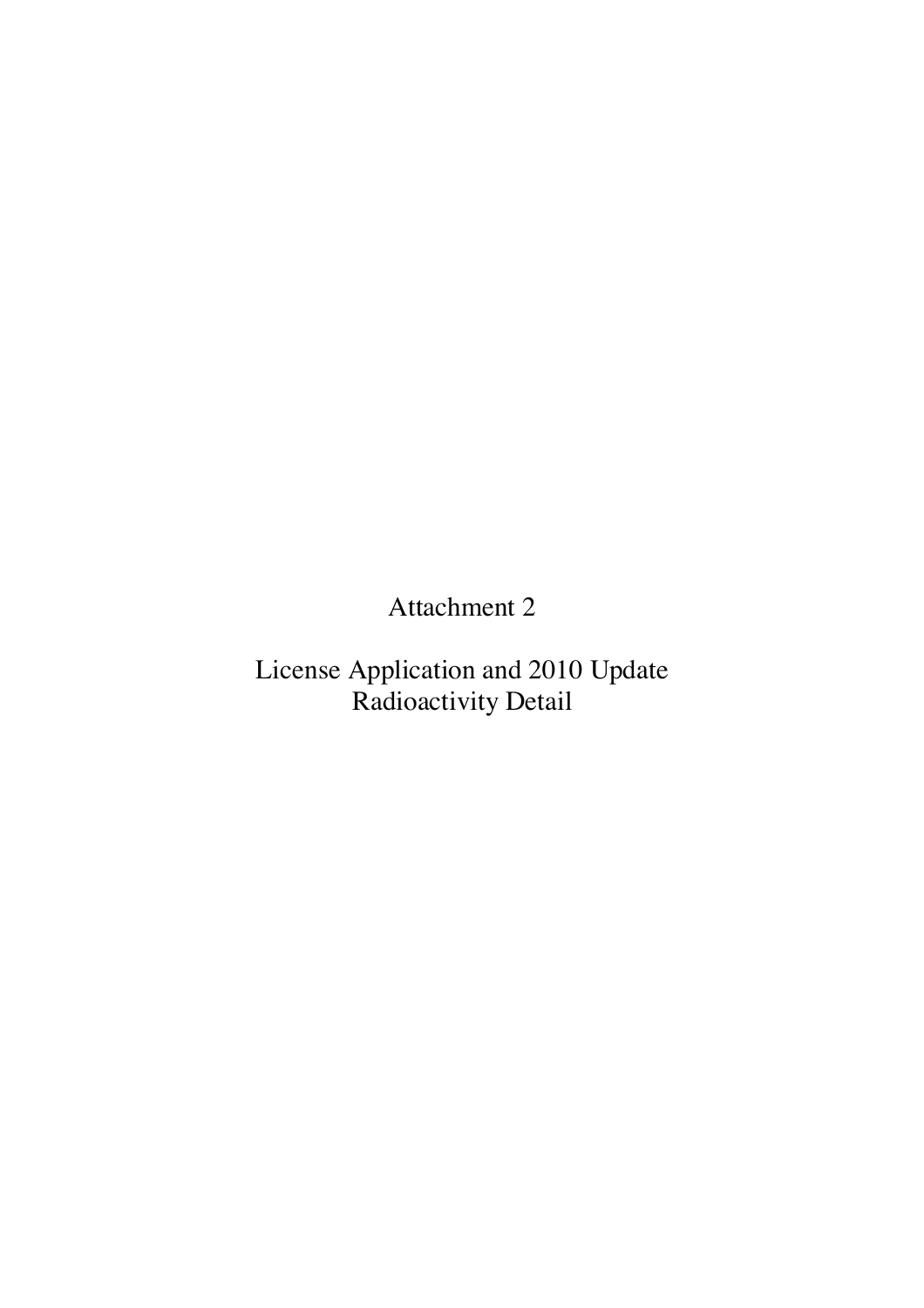# Attachment 2

## License Application and 2010 Update Radioactivity Detail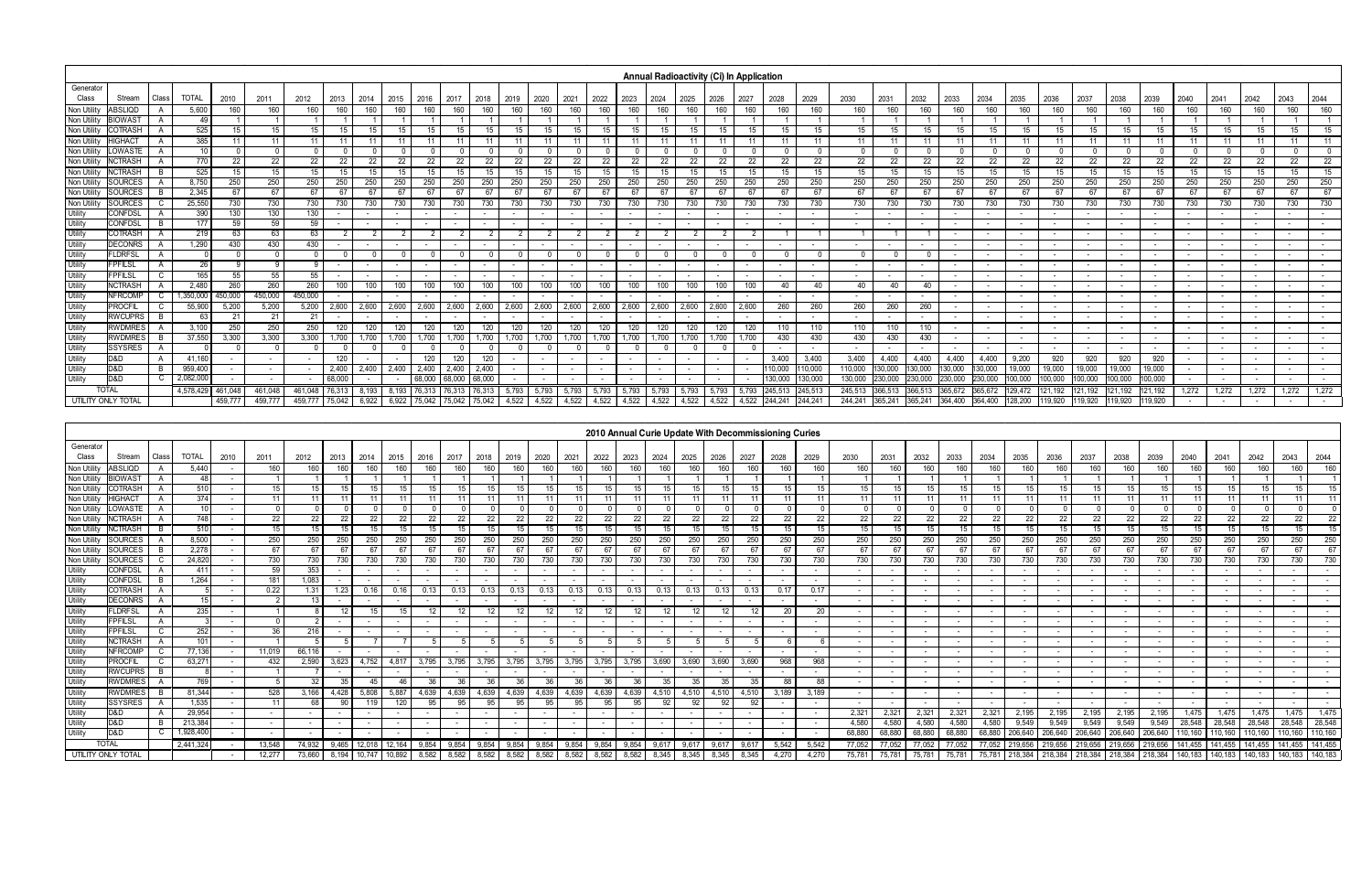## Annual Radioactivity (Ci) In Application

| Generator Class | Stream | Class | TOTAL | 2010 | 2011 | 2012 | 2013 | 2014 | 2015 | 2016 | 2017 | 2018 | 2019 | 2020 | 2021 | 2022 | 2023 | 2024 | 2025 | 2026 | 2027 | 2028 | 2029 | 2030 | 2031 | 2032 | 2033 | 2034 | 2035 | 2036 | 2037 | 2038 | 2039 | 2040 | 2041 | 2042 | 2043 | 2044 |
|---|---|---|---|---|---|---|---|---|---|---|---|---|---|---|---|---|---|---|---|---|---|---|---|---|---|---|---|---|---|---|---|---|---|---|---|---|---|---|
| Non Utility | ABSLIQD | A | 5,600 | 160 | 160 | 160 | 160 | 160 | 160 | 160 | 160 | 160 | 160 | 160 | 160 | 160 | 160 | 160 | 160 | 160 | 160 | 160 | 160 | 160 | 160 | 160 | 160 | 160 | 160 | 160 | 160 | 160 | 160 | 160 | 160 | 160 | 160 | 160 |
| Non Utility | BIOWAST | A | 49 | 1 | 1 | 1 | 1 | 1 | 1 | 1 | 1 | 1 | 1 | 1 | 1 | 1 | 1 | 1 | 1 | 1 | 1 | 1 | 1 | 1 | 1 | 1 | 1 | 1 | 1 | 1 | 1 | 1 | 1 | 1 | 1 | 1 | 1 | 1 |
| Non Utility | COTRASH | A | 525 | 15 | 15 | 15 | 15 | 15 | 15 | 15 | 15 | 15 | 15 | 15 | 15 | 15 | 15 | 15 | 15 | 15 | 15 | 15 | 15 | 15 | 15 | 15 | 15 | 15 | 15 | 15 | 15 | 15 | 15 | 15 | 15 | 15 | 15 | 15 |
| Non Utility | HIGHACT | A | 385 | 11 | 11 | 11 | 11 | 11 | 11 | 11 | 11 | 11 | 11 | 11 | 11 | 11 | 11 | 11 | 11 | 11 | 11 | 11 | 11 | 11 | 11 | 11 | 11 | 11 | 11 | 11 | 11 | 11 | 11 | 11 | 11 | 11 | 11 | 11 |
| Non Utility | LOWASTE | A | 10 | 0 | 0 | 0 | 0 | 0 | 0 | 0 | 0 | 0 | 0 | 0 | 0 | 0 | 0 | 0 | 0 | 0 | 0 | 0 | 0 | 0 | 0 | 0 | 0 | 0 | 0 | 0 | 0 | 0 | 0 | 0 | 0 | 0 | 0 | 0 |
| Non Utility | NCTRASH | A | 770 | 22 | 22 | 22 | 22 | 22 | 22 | 22 | 22 | 22 | 22 | 22 | 22 | 22 | 22 | 22 | 22 | 22 | 22 | 22 | 22 | 22 | 22 | 22 | 22 | 22 | 22 | 22 | 22 | 22 | 22 | 22 | 22 | 22 | 22 | 22 |
| Non Utility | NCTRASH | B | 525 | 15 | 15 | 15 | 15 | 15 | 15 | 15 | 15 | 15 | 15 | 15 | 15 | 15 | 15 | 15 | 15 | 15 | 15 | 15 | 15 | 15 | 15 | 15 | 15 | 15 | 15 | 15 | 15 | 15 | 15 | 15 | 15 | 15 | 15 | 15 |
| Non Utility | SOURCES | A | 8,750 | 250 | 250 | 250 | 250 | 250 | 250 | 250 | 250 | 250 | 250 | 250 | 250 | 250 | 250 | 250 | 250 | 250 | 250 | 250 | 250 | 250 | 250 | 250 | 250 | 250 | 250 | 250 | 250 | 250 | 250 | 250 | 250 | 250 | 250 | 250 |
| Non Utility | SOURCES | B | 2,345 | 67 | 67 | 67 | 67 | 67 | 67 | 67 | 67 | 67 | 67 | 67 | 67 | 67 | 67 | 67 | 67 | 67 | 67 | 67 | 67 | 67 | 67 | 67 | 67 | 67 | 67 | 67 | 67 | 67 | 67 | 67 | 67 | 67 | 67 | 67 |
| Non Utility | SOURCES | C | 25,550 | 730 | 730 | 730 | 730 | 730 | 730 | 730 | 730 | 730 | 730 | 730 | 730 | 730 | 730 | 730 | 730 | 730 | 730 | 730 | 730 | 730 | 730 | 730 | 730 | 730 | 730 | 730 | 730 | 730 | 730 | 730 | 730 | 730 | 730 | 730 |
| Utility | CONFDSL | A | 390 | 130 | 130 | 130 | - | - | - | - | - | - | - | - | - | - | - | - | - | - | - | - | - | - | - | - | - | - | - | - | - | - | - | - | - | - | - | - |
| Utility | CONFDSL | B | 177 | 59 | 59 | 59 | - | - | - | - | - | - | - | - | - | - | - | - | - | - | - | - | - | - | - | - | - | - | - | - | - | - | - | - | - | - | - | - |
| Utility | COTRASH | A | 219 | 63 | 63 | 63 | 2 | 2 | 2 | 2 | 2 | 2 | 2 | 2 | 2 | 2 | 2 | 2 | 2 | 2 | 2 | 1 | 1 | 1 | 1 | - | - | - | - | - | - | - | - | - | - | - | - | - |
| Utility | DECONRS | A | 1,290 | 430 | 430 | 430 | - | - | - | - | - | - | - | - | - | - | - | - | - | - | - | - | - | - | - | - | - | - | - | - | - | - | - | - | - | - | - | - |
| Utility | FLDRFSL | A | 0 | 0 | 0 | 0 | 0 | 0 | 0 | 0 | 0 | 0 | 0 | 0 | 0 | 0 | 0 | 0 | 0 | 0 | 0 | 0 | 0 | 0 | 0 | 0 | - | - | - | - | - | - | - | - | - | - | - | - |
| Utility | FPFLSL | A | 26 | 9 | 9 | 9 | - | - | - | - | - | - | - | - | - | - | - | - | - | - | - | - | - | - | - | - | - | - | - | - | - | - | - | - | - | - | - | - |
| Utility | FPFLSL | C | 165 | 55 | 55 | 55 | - | - | - | - | - | - | - | - | - | - | - | - | - | - | - | - | - | - | - | - | - | - | - | - | - | - | - | - | - | - | - | - |
| Utility | NCTRASH | A | 2,480 | 260 | 260 | 260 | 100 | 100 | 100 | 100 | 100 | 100 | 100 | 100 | 100 | 100 | 100 | 100 | 100 | 100 | 100 | 40 | 40 | 40 | 40 | 40 | - | - | - | - | - | - | - | - | - | - | - | - |
| Utility | NFRCOMP | C | 1,350,000 | 450,000 | 450,000 | 450,000 | - | - | - | - | - | - | - | - | - | - | - | - | - | - | - | - | - | - | - | - | - | - | - | - | - | - | - | - | - | - | - | - |
| Utility | PROCFIL | C | 55,900 | 5,200 | 5,200 | 5,200 | 2,600 | 2,600 | 2,600 | 2,600 | 2,600 | 2,600 | 2,600 | 2,600 | 2,600 | 2,600 | 2,600 | 2,600 | 2,600 | 2,600 | 2,600 | 260 | 260 | 260 | 260 | 260 | - | - | - | - | - | - | - | - | - | - | - | - |
| Utility | RWCUPRS | B | 63 | 21 | 21 | 21 | - | - | - | - | - | - | - | - | - | - | - | - | - | - | - | - | - | - | - | - | - | - | - | - | - | - | - | - | - | - | - | - |
| Utility | RWDMRES | A | 3,100 | 250 | 250 | 250 | 120 | 120 | 120 | 120 | 120 | 120 | 120 | 120 | 120 | 120 | 120 | 120 | 120 | 120 | 120 | 110 | 110 | 110 | 110 | 110 | - | - | - | - | - | - | - | - | - | - | - | - |
| Utility | RWDMRES | B | 37,550 | 3,300 | 3,300 | 3,300 | 1,700 | 1,700 | 1,700 | 1,700 | 1,700 | 1,700 | 1,700 | 1,700 | 1,700 | 1,700 | 1,700 | 1,700 | 1,700 | 1,700 | 1,700 | 430 | 430 | 430 | 430 | 430 | - | - | - | - | - | - | - | - | - | - | - | - |
| Utility | SSYSRES | A | 0 | 0 | 0 | 0 | 0 | 0 | 0 | 0 | 0 | 0 | 0 | 0 | 0 | 0 | 0 | 0 | 0 | 0 | 0 | - | - | - | - | - | - | - | - | - | - | - | - | - | - | - | - | - |
| Utility | D&D | A | 41,160 | - | - | - | 120 | - | - | 120 | 120 | 120 | - | - | - | - | - | - | - | - | - | 3,400 | 3,400 | 3,400 | 4,400 | 4,400 | 4,400 | 4,400 | 9,200 | 920 | 920 | 920 | 920 | - | - | - | - | - |
| Utility | D&D | B | 959,400 | - | - | - | 2,400 | 2,400 | 2,400 | 2,400 | 2,400 | 2,400 | - | - | - | - | - | - | - | - | - | 110,000 | 110,000 | 110,000 | 130,000 | 130,000 | 130,000 | 130,000 | 19,000 | 19,000 | 19,000 | 19,000 | 19,000 | - | - | - | - | - |
| Utility | D&D | C | 2,082,000 | - | - | - | 68,000 | - | - | 68,000 | 68,000 | 68,000 | - | - | - | - | - | - | - | - | - | 130,000 | 130,000 | 130,000 | 230,000 | 230,000 | 230,000 | 230,000 | 100,000 | 100,000 | 100,000 | 100,000 | 100,000 | - | - | - | - | - |
| TOTAL | | | 4,578,429 | 461,048 | 461,048 | 461,048 | 76,313 | 8,193 | 8,193 | 76,313 | 76,313 | 76,313 | 5,793 | 5,793 | 5,793 | 5,793 | 5,793 | 5,793 | 5,793 | 5,793 | 5,793 | 245,513 | 245,513 | 245,513 | 366,513 | 366,513 | 365,672 | 365,672 | 129,472 | 121,192 | 121,192 | 121,192 | 121,192 | 1,272 | 1,272 | 1,272 | 1,272 | 1,272 |
| UTILITY ONLY TOTAL | | | | 459,777 | 459,777 | 459,777 | 75,042 | 6,922 | 6,922 | 75,042 | 75,042 | 75,042 | 4,522 | 4,522 | 4,522 | 4,522 | 4,522 | 4,522 | 4,522 | 4,522 | 4,522 | 244,241 | 244,241 | 244,241 | 365,241 | 365,241 | 364,400 | 364,400 | 128,200 | 119,920 | 119,920 | 119,920 | 119,920 | - | - | - | - | - |

## 2010 Annual Curie Update With Decommissioning Curies

| Generator Class | Stream | Class | TOTAL | 2010 | 2011 | 2012 | 2013 | 2014 | 2015 | 2016 | 2017 | 2018 | 2019 | 2020 | 2021 | 2022 | 2023 | 2024 | 2025 | 2026 | 2027 | 2028 | 2029 | 2030 | 2031 | 2032 | 2033 | 2034 | 2035 | 2036 | 2037 | 2038 | 2039 | 2040 | 2041 | 2042 | 2043 | 2044 |
|---|---|---|---|---|---|---|---|---|---|---|---|---|---|---|---|---|---|---|---|---|---|---|---|---|---|---|---|---|---|---|---|---|---|---|---|---|---|---|
| Non Utility | ABSLIQD | A | 5,440 | - | 160 | 160 | 160 | 160 | 160 | 160 | 160 | 160 | 160 | 160 | 160 | 160 | 160 | 160 | 160 | 160 | 160 | 160 | 160 | 160 | 160 | 160 | 160 | 160 | 160 | 160 | 160 | 160 | 160 | 160 | 160 | 160 | 160 | 160 |
| Non Utility | BIOWAST | A | 48 | - | 1 | 1 | 1 | 1 | 1 | 1 | 1 | 1 | 1 | 1 | 1 | 1 | 1 | 1 | 1 | 1 | 1 | 1 | 1 | 1 | 1 | 1 | 1 | 1 | 1 | 1 | 1 | 1 | 1 | 1 | 1 | 1 | 1 | 1 |
| Non Utility | COTRASH | A | 510 | - | 15 | 15 | 15 | 15 | 15 | 15 | 15 | 15 | 15 | 15 | 15 | 15 | 15 | 15 | 15 | 15 | 15 | 15 | 15 | 15 | 15 | 15 | 15 | 15 | 15 | 15 | 15 | 15 | 15 | 15 | 15 | 15 | 15 | 15 |
| Non Utility | HIGHACT | A | 374 | - | 11 | 11 | 11 | 11 | 11 | 11 | 11 | 11 | 11 | 11 | 11 | 11 | 11 | 11 | 11 | 11 | 11 | 11 | 11 | 11 | 11 | 11 | 11 | 11 | 11 | 11 | 11 | 11 | 11 | 11 | 11 | 11 | 11 | 11 |
| Non Utility | LOWASTE | A | 10 | - | 0 | 0 | 0 | 0 | 0 | 0 | 0 | 0 | 0 | 0 | 0 | 0 | 0 | 0 | 0 | 0 | 0 | 0 | 0 | 0 | 0 | 0 | 0 | 0 | 0 | 0 | 0 | 0 | 0 | 0 | 0 | 0 | 0 | 0 |
| Non Utility | NCTRASH | A | 748 | - | 22 | 22 | 22 | 22 | 22 | 22 | 22 | 22 | 22 | 22 | 22 | 22 | 22 | 22 | 22 | 22 | 22 | 22 | 22 | 22 | 22 | 22 | 22 | 22 | 22 | 22 | 22 | 22 | 22 | 22 | 22 | 22 | 22 | 22 |
| Non Utility | NCTRASH | B | 510 | - | 15 | 15 | 15 | 15 | 15 | 15 | 15 | 15 | 15 | 15 | 15 | 15 | 15 | 15 | 15 | 15 | 15 | 15 | 15 | 15 | 15 | 15 | 15 | 15 | 15 | 15 | 15 | 15 | 15 | 15 | 15 | 15 | 15 | 15 |
| Non Utility | SOURCES | A | 8,500 | - | 250 | 250 | 250 | 250 | 250 | 250 | 250 | 250 | 250 | 250 | 250 | 250 | 250 | 250 | 250 | 250 | 250 | 250 | 250 | 250 | 250 | 250 | 250 | 250 | 250 | 250 | 250 | 250 | 250 | 250 | 250 | 250 | 250 | 250 |
| Non Utility | SOURCES | B | 2,278 | - | 67 | 67 | 67 | 67 | 67 | 67 | 67 | 67 | 67 | 67 | 67 | 67 | 67 | 67 | 67 | 67 | 67 | 67 | 67 | 67 | 67 | 67 | 67 | 67 | 67 | 67 | 67 | 67 | 67 | 67 | 67 | 67 | 67 | 67 |
| Non Utility | SOURCES | C | 24,820 | - | 730 | 730 | 730 | 730 | 730 | 730 | 730 | 730 | 730 | 730 | 730 | 730 | 730 | 730 | 730 | 730 | 730 | 730 | 730 | 730 | 730 | 730 | 730 | 730 | 730 | 730 | 730 | 730 | 730 | 730 | 730 | 730 | 730 | 730 |
| Utility | CONFDSL | A | 411 | - | 59 | 353 | - | - | - | - | - | - | - | - | - | - | - | - | - | - | - | - | - | - | - | - | - | - | - | - | - | - | - | - | - | - | - | - |
| Utility | CONFDSL | B | 1,264 | - | 181 | 1,083 | - | - | - | - | - | - | - | - | - | - | - | - | - | - | - | - | - | - | - | - | - | - | - | - | - | - | - | - | - | - | - | - |
| Utility | COTRASH | A | 5 | - | 0.22 | 1.31 | 1.23 | 0.16 | 0.16 | 0.13 | 0.13 | 0.13 | 0.13 | 0.13 | 0.13 | 0.13 | 0.13 | 0.13 | 0.13 | 0.13 | 0.13 | 0.17 | 0.17 | - | - | - | - | - | - | - | - | - | - | - | - | - | - | - |
| Utility | DECONRS | A | 15 | - | 2 | 13 | - | - | - | - | - | - | - | - | - | - | - | - | - | - | - | - | - | - | - | - | - | - | - | - | - | - | - | - | - | - | - | - |
| Utility | FLDRFSL | A | 235 | - | 1 | 8 | 12 | 15 | 15 | 12 | 12 | 12 | 12 | 12 | 12 | 12 | 12 | 12 | 12 | 12 | 12 | 20 | 20 | - | - | - | - | - | - | - | - | - | - | - | - | - | - | - |
| Utility | FPFLSL | A | 3 | - | 0 | 2 | - | - | - | - | - | - | - | - | - | - | - | - | - | - | - | - | - | - | - | - | - | - | - | - | - | - | - | - | - | - | - | - |
| Utility | FPFLSL | C | 252 | - | 36 | 216 | - | - | - | - | - | - | - | - | - | - | - | - | - | - | - | - | - | - | - | - | - | - | - | - | - | - | - | - | - | - | - | - |
| Utility | NCTRASH | A | 101 | - | 1 | 5 | 5 | 7 | 7 | 5 | 5 | 5 | 5 | 5 | 5 | 5 | 5 | 5 | 5 | 5 | 5 | 6 | 6 | - | - | - | - | - | - | - | - | - | - | - | - | - | - | - |
| Utility | NFRCOMP | C | 77,136 | - | 11,019 | 66,116 | - | - | - | - | - | - | - | - | - | - | - | - | - | - | - | - | - | - | - | - | - | - | - | - | - | - | - | - | - | - | - | - |
| Utility | PROCFIL | C | 63,271 | - | 432 | 2,590 | 3,623 | 4,752 | 4,817 | 3,795 | 3,795 | 3,795 | 3,795 | 3,795 | 3,795 | 3,795 | 3,795 | 3,690 | 3,690 | 3,690 | 3,690 | 968 | 968 | - | - | - | - | - | - | - | - | - | - | - | - | - | - | - |
| Utility | RWCUPRS | B | 8 | - | 1 | 7 | - | - | - | - | - | - | - | - | - | - | - | - | - | - | - | - | - | - | - | - | - | - | - | - | - | - | - | - | - | - | - | - |
| Utility | RWDMRES | A | 769 | - | 5 | 32 | 35 | 45 | 46 | 36 | 36 | 36 | 36 | 36 | 36 | 36 | 36 | 35 | 35 | 35 | 35 | 88 | 88 | - | - | - | - | - | - | - | - | - | - | - | - | - | - | - |
| Utility | RWDMRES | B | 81,344 | - | 528 | 3,166 | 4,428 | 5,808 | 5,887 | 4,639 | 4,639 | 4,639 | 4,639 | 4,639 | 4,639 | 4,639 | 4,639 | 4,510 | 4,510 | 4,510 | 4,510 | 3,189 | 3,189 | - | - | - | - | - | - | - | - | - | - | - | - | - | - | - |
| Utility | SSYSRES | A | 1,535 | - | 11 | 68 | 90 | 119 | 120 | 95 | 95 | 95 | 95 | 95 | 95 | 95 | 95 | 92 | 92 | 92 | 92 | - | - | - | - | - | - | - | - | - | - | - | - | - | - | - | - | - |
| Utility | D&D | A | 29,954 | - | - | - | - | - | - | - | - | - | - | - | - | - | - | - | - | - | - | - | - | 2,321 | 2,321 | 2,321 | 2,321 | 2,321 | 2,195 | 2,195 | 2,195 | 2,195 | 2,195 | 1,475 | 1,475 | 1,475 | 1,475 | 1,475 |
| Utility | D&D | B | 213,384 | - | - | - | - | - | - | - | - | - | - | - | - | - | - | - | - | - | - | - | - | 4,580 | 4,580 | 4,580 | 4,580 | 4,580 | 9,549 | 9,549 | 9,549 | 9,549 | 9,549 | 28,548 | 28,548 | 28,548 | 28,548 | 28,548 |
| Utility | D&D | C | 1,928,400 | - | - | - | - | - | - | - | - | - | - | - | - | - | - | - | - | - | - | - | - | 68,880 | 68,880 | 68,880 | 68,880 | 68,880 | 206,640 | 206,640 | 206,640 | 206,640 | 206,640 | 110,160 | 110,160 | 110,160 | 110,160 | 110,160 |
| TOTAL | | | 2,441,324 | - | 13,548 | 74,932 | 9,465 | 12,018 | 12,164 | 9,854 | 9,854 | 9,854 | 9,854 | 9,854 | 9,854 | 9,854 | 9,854 | 9,617 | 9,617 | 9,617 | 9,617 | 5,542 | 5,542 | 77,052 | 77,052 | 77,052 | 77,052 | 77,052 | 219,656 | 219,656 | 219,656 | 219,656 | 219,656 | 141,455 | 141,455 | 141,455 | 141,455 | 141,455 |
| UTILITY ONLY TOTAL | | | | - | 12,277 | 73,660 | 8,194 | 10,747 | 10,892 | 8,582 | 8,582 | 8,582 | 8,582 | 8,582 | 8,582 | 8,582 | 8,582 | 8,345 | 8,345 | 8,345 | 8,345 | 4,270 | 4,270 | 75,781 | 75,781 | 75,781 | 75,781 | 75,781 | 218,384 | 218,384 | 218,384 | 218,384 | 218,384 | 140,183 | 140,183 | 140,183 | 140,183 | 140,183 |